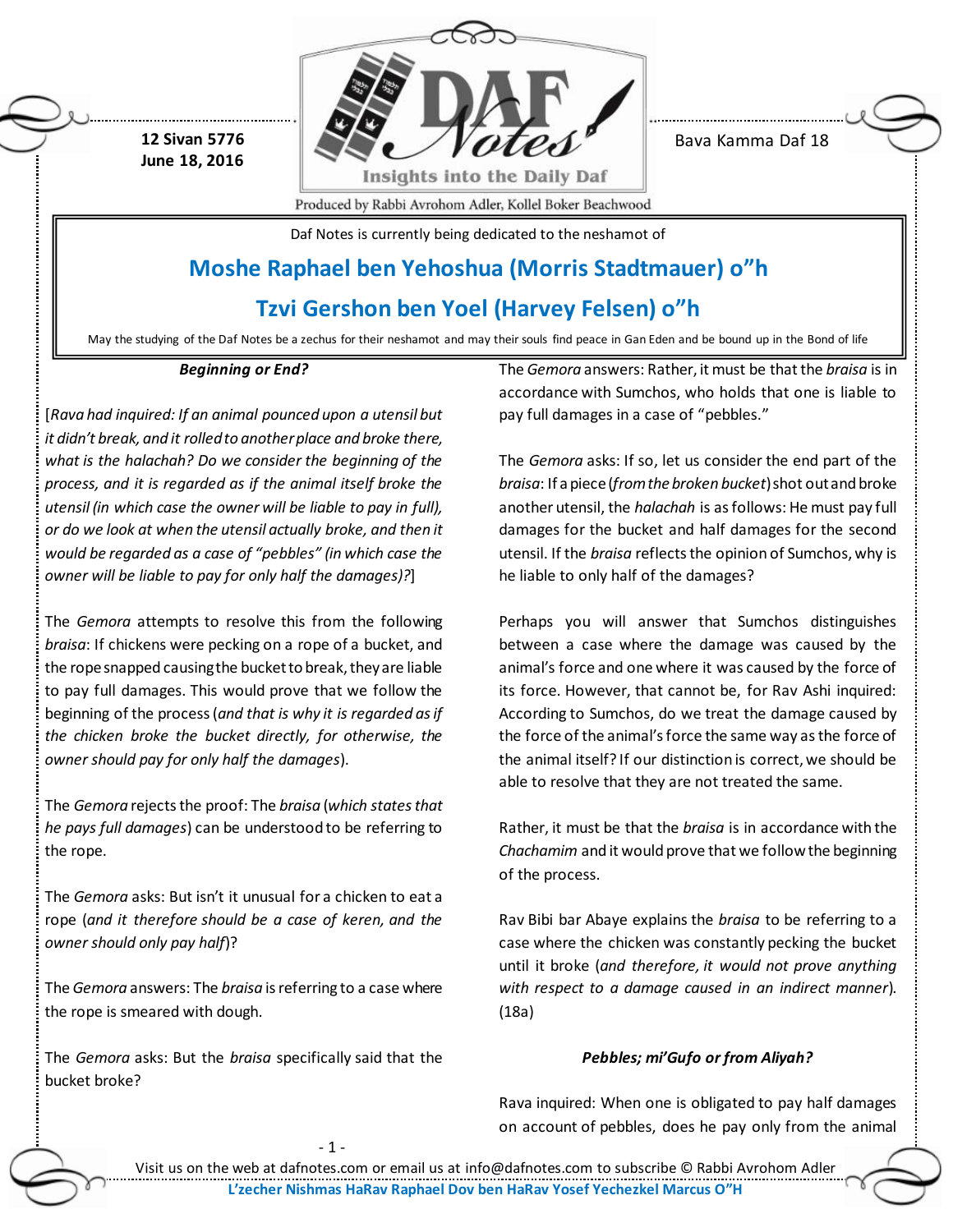12 Sivan 5776
June 18, 2016

Bava Kamma Daf 18

Produced by Rabbi Avrohom Adler, Kollel Boker Beachwood

Daf Notes is currently being dedicated to the neshamot of

## Moshe Raphael ben Yehoshua (Morris Stadtmauer) o"h

## Tzvi Gershon ben Yoel (Harvey Felsen) o"h

May the studying of the Daf Notes be a zechus for their neshamot and may their souls find peace in Gan Eden and be bound up in the Bond of life

### *Beginning or End?*

[*Rava had inquired: If an animal pounced upon a utensil but it didn't break, and it rolled to another place and broke there, what is the halachah? Do we consider the beginning of the process, and it is regarded as if the animal itself broke the utensil (in which case the owner will be liable to pay in full), or do we look at when the utensil actually broke, and then it would be regarded as a case of "pebbles" (in which case the owner will be liable to pay for only half the damages)?*]

The *Gemora* attempts to resolve this from the following *braisa*: If chickens were pecking on a rope of a bucket, and the rope snapped causing the bucket to break, they are liable to pay full damages. This would prove that we follow the beginning of the process (*and that is why it is regarded as if the chicken broke the bucket directly, for otherwise, the owner should pay for only half the damages*).

The *Gemora* rejects the proof: The *braisa* (*which states that he pays full damages*) can be understood to be referring to the rope.

The *Gemora* asks: But isn't it unusual for a chicken to eat a rope (*and it therefore should be a case of keren, and the owner should only pay half*)?

The *Gemora* answers: The *braisa* is referring to a case where the rope is smeared with dough.

The *Gemora* asks: But the *braisa* specifically said that the bucket broke?

The *Gemora* answers: Rather, it must be that the *braisa* is in accordance with Sumchos, who holds that one is liable to pay full damages in a case of "pebbles."

The *Gemora* asks: If so, let us consider the end part of the *braisa*: If a piece (*from the broken bucket*) shot out and broke another utensil, the *halachah* is as follows: He must pay full damages for the bucket and half damages for the second utensil. If the *braisa* reflects the opinion of Sumchos, why is he liable to only half of the damages?

Perhaps you will answer that Sumchos distinguishes between a case where the damage was caused by the animal's force and one where it was caused by the force of its force. However, that cannot be, for Rav Ashi inquired: According to Sumchos, do we treat the damage caused by the force of the animal's force the same way as the force of the animal itself? If our distinction is correct, we should be able to resolve that they are not treated the same.

Rather, it must be that the *braisa* is in accordance with the *Chachamim* and it would prove that we follow the beginning of the process.

Rav Bibi bar Abaye explains the *braisa* to be referring to a case where the chicken was constantly pecking the bucket until it broke (*and therefore, it would not prove anything with respect to a damage caused in an indirect manner*). (18a)

### *Pebbles; mi'Gufo or from Aliyah?*

Rava inquired: When one is obligated to pay half damages on account of pebbles, does he pay only from the animal

Visit us on the web at dafnotes.com or email us at info@dafnotes.com to subscribe © Rabbi Avrohom Adler

L'zecher Nishmas HaRav Raphael Dov ben HaRav Yosef Yechezkel Marcus O"H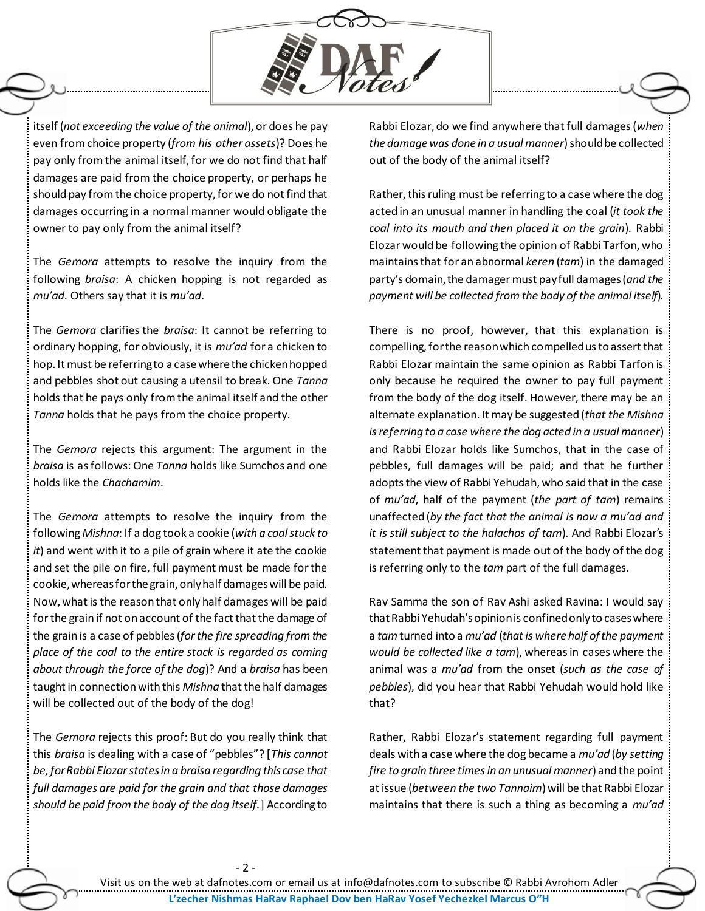itself (*not exceeding the value of the animal*), or does he pay even from choice property (*from his other assets*)? Does he pay only from the animal itself, for we do not find that half damages are paid from the choice property, or perhaps he should pay from the choice property, for we do not find that damages occurring in a normal manner would obligate the owner to pay only from the animal itself?

The *Gemora* attempts to resolve the inquiry from the following *braisa*: A chicken hopping is not regarded as *mu'ad*. Others say that it is *mu'ad*.

The *Gemora* clarifies the *braisa*: It cannot be referring to ordinary hopping, for obviously, it is *mu'ad* for a chicken to hop. It must be referring to a case where the chicken hopped and pebbles shot out causing a utensil to break. One *Tanna* holds that he pays only from the animal itself and the other *Tanna* holds that he pays from the choice property.

The *Gemora* rejects this argument: The argument in the *braisa* is as follows: One *Tanna* holds like Sumchos and one holds like the *Chachamim*.

The *Gemora* attempts to resolve the inquiry from the following *Mishna*: If a dog took a cookie (*with a coal stuck to it*) and went with it to a pile of grain where it ate the cookie and set the pile on fire, full payment must be made for the cookie, whereas for the grain, only half damages will be paid. Now, what is the reason that only half damages will be paid for the grain if not on account of the fact that the damage of the grain is a case of pebbles (*for the fire spreading from the place of the coal to the entire stack is regarded as coming about through the force of the dog*)? And a *braisa* has been taught in connection with this *Mishna* that the half damages will be collected out of the body of the dog!

The *Gemora* rejects this proof: But do you really think that this *braisa* is dealing with a case of "pebbles"? [*This cannot be, for Rabbi Elozar states in a braisa regarding this case that full damages are paid for the grain and that those damages should be paid from the body of the dog itself.*] According to Rabbi Elozar, do we find anywhere that full damages (*when the damage was done in a usual manner*) should be collected out of the body of the animal itself?

Rather, this ruling must be referring to a case where the dog acted in an unusual manner in handling the coal (*it took the coal into its mouth and then placed it on the grain*). Rabbi Elozar would be following the opinion of Rabbi Tarfon, who maintains that for an abnormal *keren* (*tam*) in the damaged party's domain, the damager must pay full damages (*and the payment will be collected from the body of the animal itself*).

There is no proof, however, that this explanation is compelling, for the reason which compelled us to assert that Rabbi Elozar maintain the same opinion as Rabbi Tarfon is only because he required the owner to pay full payment from the body of the dog itself. However, there may be an alternate explanation. It may be suggested (*that the Mishna is referring to a case where the dog acted in a usual manner*) and Rabbi Elozar holds like Sumchos, that in the case of pebbles, full damages will be paid; and that he further adopts the view of Rabbi Yehudah, who said that in the case of *mu'ad*, half of the payment (*the part of tam*) remains unaffected (*by the fact that the animal is now a mu'ad and it is still subject to the halachos of tam*). And Rabbi Elozar's statement that payment is made out of the body of the dog is referring only to the *tam* part of the full damages.

Rav Samma the son of Rav Ashi asked Ravina: I would say that Rabbi Yehudah's opinion is confined only to cases where a *tam* turned into a *mu'ad* (*that is where half of the payment would be collected like a tam*), whereas in cases where the animal was a *mu'ad* from the onset (*such as the case of pebbles*), did you hear that Rabbi Yehudah would hold like that?

Rather, Rabbi Elozar's statement regarding full payment deals with a case where the dog became a *mu'ad* (*by setting fire to grain three times in an unusual manner*) and the point at issue (*between the two Tannaim*) will be that Rabbi Elozar maintains that there is such a thing as becoming a *mu'ad*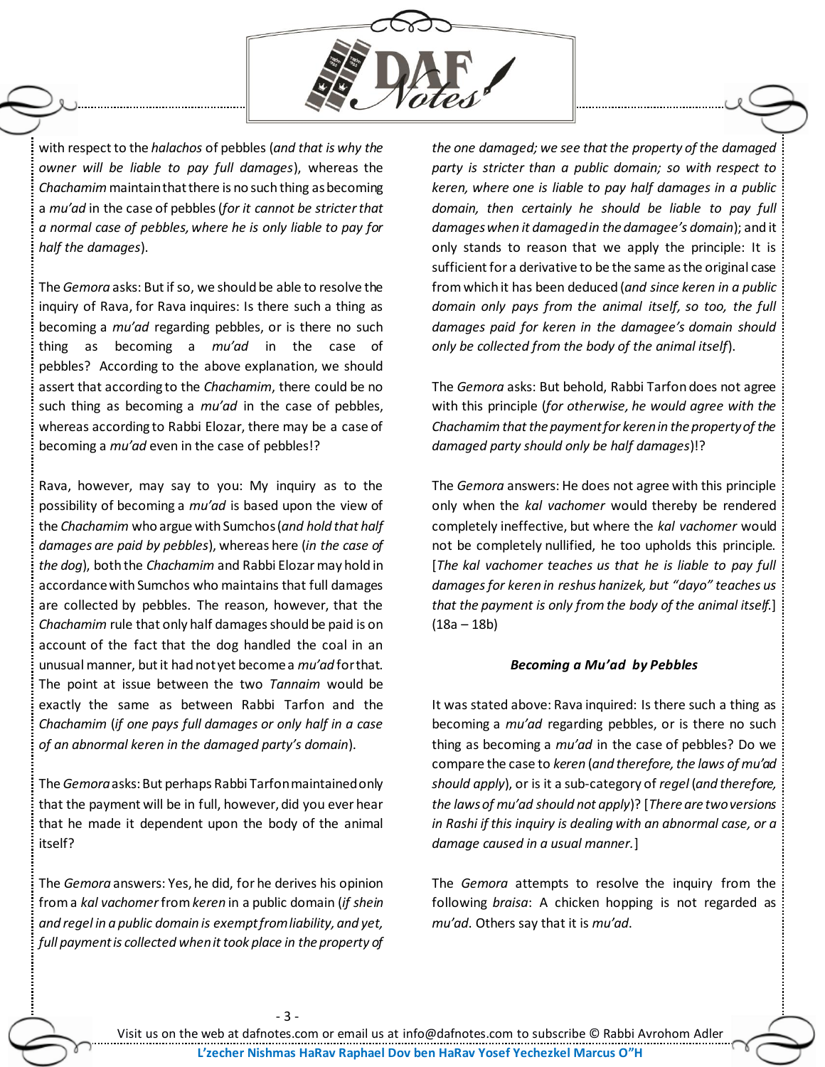with respect to the *halachos* of pebbles (*and that is why the owner will be liable to pay full damages*), whereas the *Chachamim* maintain that there is no such thing as becoming a *mu'ad* in the case of pebbles (*for it cannot be stricter that a normal case of pebbles, where he is only liable to pay for half the damages*).

The *Gemora* asks: But if so, we should be able to resolve the inquiry of Rava, for Rava inquires: Is there such a thing as becoming a *mu'ad* regarding pebbles, or is there no such thing as becoming a *mu'ad* in the case of pebbles? According to the above explanation, we should assert that according to the *Chachamim*, there could be no such thing as becoming a *mu'ad* in the case of pebbles, whereas according to Rabbi Elozar, there may be a case of becoming a *mu'ad* even in the case of pebbles!?

Rava, however, may say to you: My inquiry as to the possibility of becoming a *mu'ad* is based upon the view of the *Chachamim* who argue with Sumchos (*and hold that half damages are paid by pebbles*), whereas here (*in the case of the dog*), both the *Chachamim* and Rabbi Elozar may hold in accordance with Sumchos who maintains that full damages are collected by pebbles. The reason, however, that the *Chachamim* rule that only half damages should be paid is on account of the fact that the dog handled the coal in an unusual manner, but it had not yet become a *mu'ad* for that. The point at issue between the two *Tannaim* would be exactly the same as between Rabbi Tarfon and the *Chachamim* (*if one pays full damages or only half in a case of an abnormal keren in the damaged party's domain*).

The *Gemora* asks: But perhaps Rabbi Tarfon maintained only that the payment will be in full, however, did you ever hear that he made it dependent upon the body of the animal itself?

The *Gemora* answers: Yes, he did, for he derives his opinion from a *kal vachomer* from *keren* in a public domain (*if shein and regel in a public domain is exempt from liability, and yet, full payment is collected when it took place in the property of the one damaged; we see that the property of the damaged party is stricter than a public domain; so with respect to keren, where one is liable to pay half damages in a public domain, then certainly he should be liable to pay full damages when it damaged in the damagee's domain*); and it only stands to reason that we apply the principle: It is sufficient for a derivative to be the same as the original case from which it has been deduced (*and since keren in a public domain only pays from the animal itself, so too, the full damages paid for keren in the damagee's domain should only be collected from the body of the animal itself*).

The *Gemora* asks: But behold, Rabbi Tarfon does not agree with this principle (*for otherwise, he would agree with the Chachamim that the payment for keren in the property of the damaged party should only be half damages*)!?

The *Gemora* answers: He does not agree with this principle only when the *kal vachomer* would thereby be rendered completely ineffective, but where the *kal vachomer* would not be completely nullified, he too upholds this principle. [*The kal vachomer teaches us that he is liable to pay full damages for keren in reshus hanizek, but "dayo" teaches us that the payment is only from the body of the animal itself.*] (18a – 18b)

### *Becoming a Mu'ad by Pebbles*

It was stated above: Rava inquired: Is there such a thing as becoming a *mu'ad* regarding pebbles, or is there no such thing as becoming a *mu'ad* in the case of pebbles? Do we compare the case to *keren* (*and therefore, the laws of mu'ad should apply*), or is it a sub-category of *regel* (*and therefore, the laws of mu'ad should not apply*)? [*There are two versions in Rashi if this inquiry is dealing with an abnormal case, or a damage caused in a usual manner.*]

The *Gemora* attempts to resolve the inquiry from the following *braisa*: A chicken hopping is not regarded as *mu'ad*. Others say that it is *mu'ad*.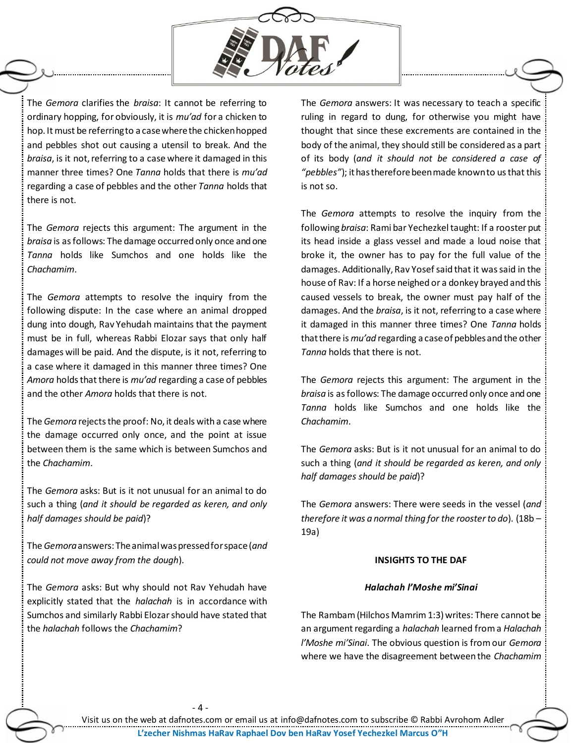The *Gemora* clarifies the *braisa*: It cannot be referring to ordinary hopping, for obviously, it is *mu'ad* for a chicken to hop. It must be referring to a case where the chicken hopped and pebbles shot out causing a utensil to break. And the *braisa*, is it not, referring to a case where it damaged in this manner three times? One *Tanna* holds that there is *mu'ad* regarding a case of pebbles and the other *Tanna* holds that there is not.

The *Gemora* rejects this argument: The argument in the *braisa* is as follows: The damage occurred only once and one *Tanna* holds like Sumchos and one holds like the *Chachamim*.

The *Gemora* attempts to resolve the inquiry from the following dispute: In the case where an animal dropped dung into dough, Rav Yehudah maintains that the payment must be in full, whereas Rabbi Elozar says that only half damages will be paid. And the dispute, is it not, referring to a case where it damaged in this manner three times? One *Amora* holds that there is *mu'ad* regarding a case of pebbles and the other *Amora* holds that there is not.

The *Gemora* rejects the proof: No, it deals with a case where the damage occurred only once, and the point at issue between them is the same which is between Sumchos and the *Chachamim*.

The *Gemora* asks: But is it not unusual for an animal to do such a thing (*and it should be regarded as keren, and only half damages should be paid*)?

The *Gemora* answers: The animal was pressed for space (*and could not move away from the dough*).

The *Gemora* asks: But why should not Rav Yehudah have explicitly stated that the *halachah* is in accordance with Sumchos and similarly Rabbi Elozar should have stated that the *halachah* follows the *Chachamim*?

The *Gemora* answers: It was necessary to teach a specific ruling in regard to dung, for otherwise you might have thought that since these excrements are contained in the body of the animal, they should still be considered as a part of its body (*and it should not be considered a case of "pebbles"*); it has therefore been made known to us that this is not so.

The *Gemora* attempts to resolve the inquiry from the following *braisa*: Rami bar Yechezkel taught: If a rooster put its head inside a glass vessel and made a loud noise that broke it, the owner has to pay for the full value of the damages. Additionally, Rav Yosef said that it was said in the house of Rav: If a horse neighed or a donkey brayed and this caused vessels to break, the owner must pay half of the damages. And the *braisa*, is it not, referring to a case where it damaged in this manner three times? One *Tanna* holds that there is *mu'ad* regarding a case of pebbles and the other *Tanna* holds that there is not.

The *Gemora* rejects this argument: The argument in the *braisa* is as follows: The damage occurred only once and one *Tanna* holds like Sumchos and one holds like the *Chachamim*.

The *Gemora* asks: But is it not unusual for an animal to do such a thing (*and it should be regarded as keren, and only half damages should be paid*)?

The *Gemora* answers: There were seeds in the vessel (*and therefore it was a normal thing for the rooster to do*). (18b – 19a)

**INSIGHTS TO THE DAF**

***Halachah l'Moshe mi'Sinai***

The Rambam (Hilchos Mamrim 1:3) writes: There cannot be an argument regarding a *halachah* learned from a *Halachah l'Moshe mi'Sinai*. The obvious question is from our *Gemora* where we have the disagreement between the *Chachamim*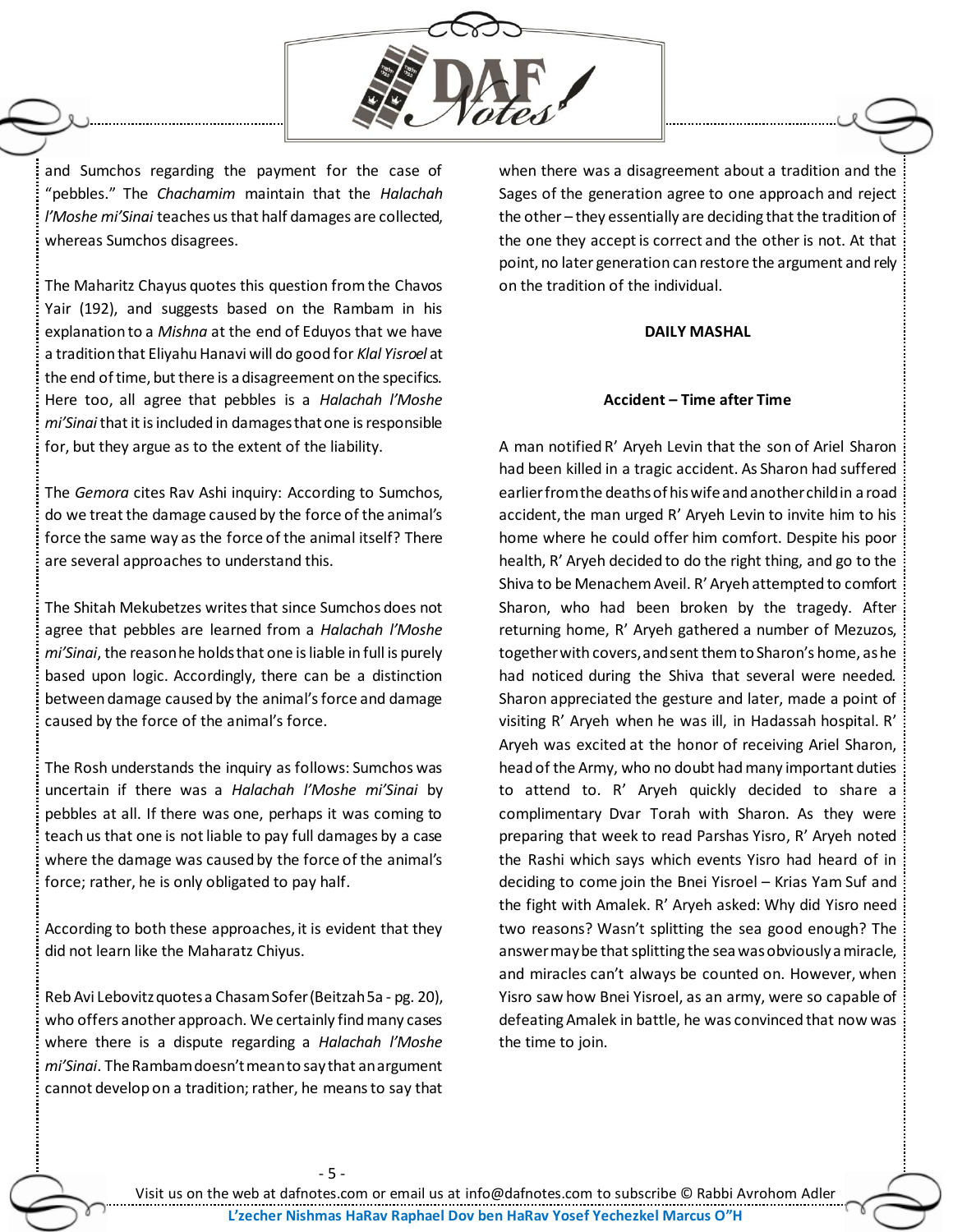and Sumchos regarding the payment for the case of "pebbles." The *Chachamim* maintain that the *Halachah l'Moshe mi'Sinai* teaches us that half damages are collected, whereas Sumchos disagrees.

The Maharitz Chayus quotes this question from the Chavos Yair (192), and suggests based on the Rambam in his explanation to a *Mishna* at the end of Eduyos that we have a tradition that Eliyahu Hanavi will do good for *Klal Yisroel* at the end of time, but there is a disagreement on the specifics. Here too, all agree that pebbles is a *Halachah l'Moshe mi'Sinai* that it is included in damages that one is responsible for, but they argue as to the extent of the liability.

The *Gemora* cites Rav Ashi inquiry: According to Sumchos, do we treat the damage caused by the force of the animal's force the same way as the force of the animal itself? There are several approaches to understand this.

The Shitah Mekubetzes writes that since Sumchos does not agree that pebbles are learned from a *Halachah l'Moshe mi'Sinai*, the reason he holds that one is liable in full is purely based upon logic. Accordingly, there can be a distinction between damage caused by the animal's force and damage caused by the force of the animal's force.

The Rosh understands the inquiry as follows: Sumchos was uncertain if there was a *Halachah l'Moshe mi'Sinai* by pebbles at all. If there was one, perhaps it was coming to teach us that one is not liable to pay full damages by a case where the damage was caused by the force of the animal's force; rather, he is only obligated to pay half.

According to both these approaches, it is evident that they did not learn like the Maharatz Chiyus.

Reb Avi Lebovitz quotes a Chasam Sofer (Beitzah 5a - pg. 20), who offers another approach. We certainly find many cases where there is a dispute regarding a *Halachah l'Moshe mi'Sinai*. The Rambam doesn't mean to say that an argument cannot develop on a tradition; rather, he means to say that when there was a disagreement about a tradition and the Sages of the generation agree to one approach and reject the other – they essentially are deciding that the tradition of the one they accept is correct and the other is not. At that point, no later generation can restore the argument and rely on the tradition of the individual.

**DAILY MASHAL**

**Accident – Time after Time**

A man notified R' Aryeh Levin that the son of Ariel Sharon had been killed in a tragic accident. As Sharon had suffered earlier from the deaths of his wife and another child in a road accident, the man urged R' Aryeh Levin to invite him to his home where he could offer him comfort. Despite his poor health, R' Aryeh decided to do the right thing, and go to the Shiva to be Menachem Aveil. R' Aryeh attempted to comfort Sharon, who had been broken by the tragedy. After returning home, R' Aryeh gathered a number of Mezuzos, together with covers, and sent them to Sharon's home, as he had noticed during the Shiva that several were needed. Sharon appreciated the gesture and later, made a point of visiting R' Aryeh when he was ill, in Hadassah hospital. R' Aryeh was excited at the honor of receiving Ariel Sharon, head of the Army, who no doubt had many important duties to attend to. R' Aryeh quickly decided to share a complimentary Dvar Torah with Sharon. As they were preparing that week to read Parshas Yisro, R' Aryeh noted the Rashi which says which events Yisro had heard of in deciding to come join the Bnei Yisroel – Krias Yam Suf and the fight with Amalek. R' Aryeh asked: Why did Yisro need two reasons? Wasn't splitting the sea good enough? The answer may be that splitting the sea was obviously a miracle, and miracles can't always be counted on. However, when Yisro saw how Bnei Yisroel, as an army, were so capable of defeating Amalek in battle, he was convinced that now was the time to join.

Visit us on the web at dafnotes.com or email us at info@dafnotes.com to subscribe © Rabbi Avrohom Adler

**L'zecher Nishmas HaRav Raphael Dov ben HaRav Yosef Yechezkel Marcus O"H**